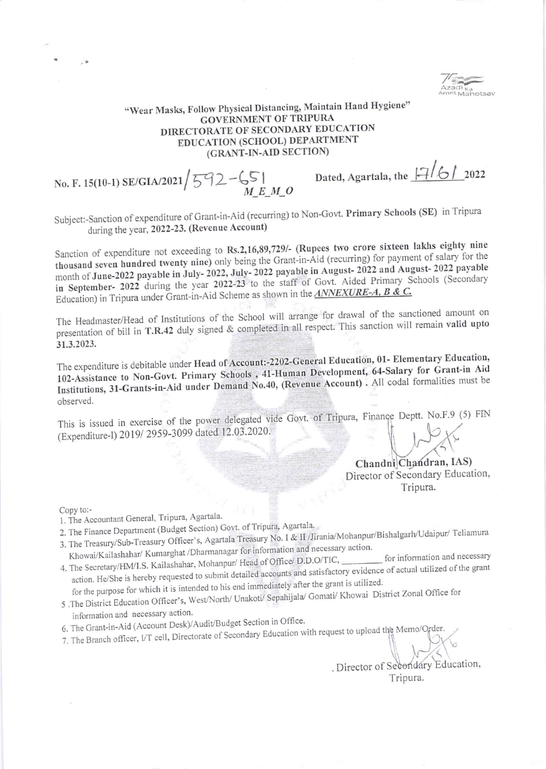"Wear Masks, Follow Physical Distancing, Maintain Hand Hygiene"
**GOVERNMENT OF TRIPURA**
**DIRECTORATE OF SECONDARY EDUCATION**
**EDUCATION (SCHOOL) DEPARTMENT**
**(GRANT-IN-AID SECTION)**

No. F. 15(10-1) SE/GIA/2021/592-651 Dated, Agartala, the 17/6/2022

***M_E_M_O***

Subject:-Sanction of expenditure of Grant-in-Aid (recurring) to Non-Govt. **Primary Schools (SE)** in Tripura during the year, **2022-23. (Revenue Account)**

Sanction of expenditure not exceeding to **Rs.2,16,89,729/- (Rupees two crore sixteen lakhs eighty nine thousand seven hundred twenty nine)** only being the Grant-in-Aid (recurring) for payment of salary for the month of **June-2022 payable in July- 2022, July- 2022 payable in August- 2022 and August- 2022 payable in September- 2022** during the year **2022-23** to the staff of Govt. Aided Primary Schools (Secondary Education) in Tripura under Grant-in-Aid Scheme as shown in the ***ANNEXURE-A, B & C.***

The Headmaster/Head of Institutions of the School will arrange for drawal of the sanctioned amount on presentation of bill in **T.R.42** duly signed & completed in all respect. This sanction will remain **valid upto 31.3.2023.**

The expenditure is debitable under **Head of Account:-2202-General Education, 01- Elementary Education, 102-Assistance to Non-Govt. Primary Schools , 41-Human Development, 64-Salary for Grant-in Aid Institutions, 31-Grants-in-Aid under Demand No.40, (Revenue Account)** . All codal formalities must be observed.

This is issued in exercise of the power delegated vide Govt. of Tripura, Finance Deptt. No.F.9 (5) FIN (Expenditure-I) 2019/ 2959-3099 dated 12.03.2020.

**(Chandni Chandran, IAS)**
Director of Secondary Education,
Tripura.

Copy to:-

1. The Accountant General, Tripura, Agartala.
2. The Finance Department (Budget Section) Govt. of Tripura, Agartala.
3. The Treasury/Sub-Treasury Officer's, Agartala Treasury No. I & II /Jirania/Mohanpur/Bishalgarh/Udaipur/ Teliamura Khowai/Kailashahar/ Kumarghat /Dharmanagar for information and necessary action.
4. The Secretary/HM/I.S. Kailashahar, Mohanpur/ Head of Office/ D.D.O/TIC, \_\_\_\_\_\_\_\_ for information and necessary action. He/She is hereby requested to submit detailed accounts and satisfactory evidence of actual utilized of the grant for the purpose for which it is intended to his end immediately after the grant is utilized.
5. The District Education Officer's, West/North/ Unakoti/ Sepahijala/ Gomati/ Khowai District Zonal Office for information and necessary action.
6. The Grant-in-Aid (Account Desk)/Audit/Budget Section in Office.
7. The Branch officer, I/T cell, Directorate of Secondary Education with request to upload the Memo/Order.

. Director of Secondary Education,
Tripura.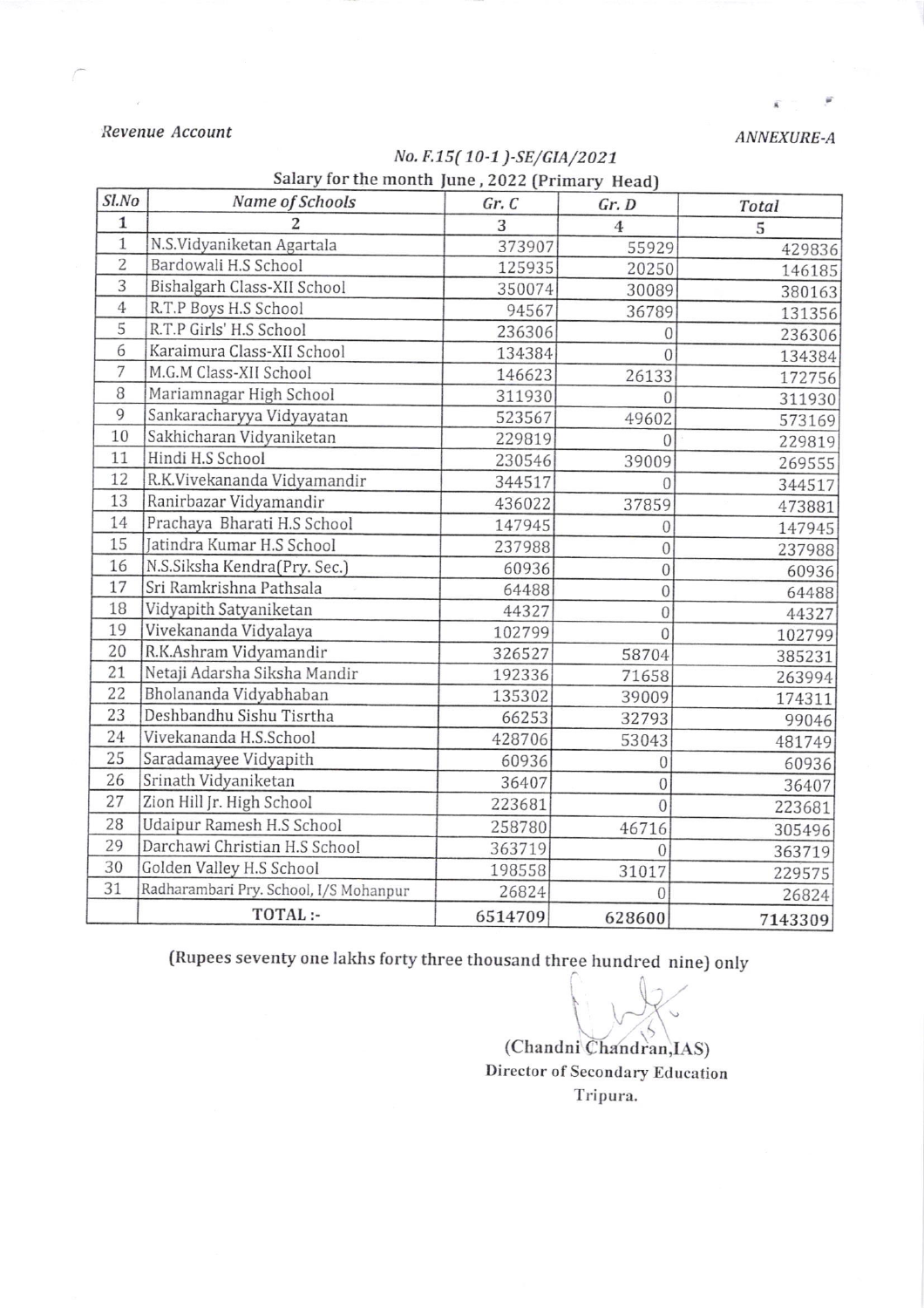*Revenue Account*

*ANNEXURE-A*

*No. F.15( 10-1 )-SE/GIA/2021*

Salary for the month June , 2022 (Primary Head)

| Sl.No | Name of Schools | Gr. C | Gr. D | Total |
|---|---|---|---|---|
| 1 | 2 | 3 | 4 | 5 |
| 1 | N.S.Vidyaniketan Agartala | 373907 | 55929 | 429836 |
| 2 | Bardowali H.S School | 125935 | 20250 | 146185 |
| 3 | Bishalgarh Class-XII School | 350074 | 30089 | 380163 |
| 4 | R.T.P Boys H.S School | 94567 | 36789 | 131356 |
| 5 | R.T.P Girls' H.S School | 236306 | 0 | 236306 |
| 6 | Karaimura Class-XII School | 134384 | 0 | 134384 |
| 7 | M.G.M Class-XII School | 146623 | 26133 | 172756 |
| 8 | Mariamnagar High School | 311930 | 0 | 311930 |
| 9 | Sankaracharyya Vidyayatan | 523567 | 49602 | 573169 |
| 10 | Sakhicharan Vidyaniketan | 229819 | 0 | 229819 |
| 11 | Hindi H.S School | 230546 | 39009 | 269555 |
| 12 | R.K.Vivekananda Vidyamandir | 344517 | 0 | 344517 |
| 13 | Ranirbazar Vidyamandir | 436022 | 37859 | 473881 |
| 14 | Prachaya Bharati H.S School | 147945 | 0 | 147945 |
| 15 | Jatindra Kumar H.S School | 237988 | 0 | 237988 |
| 16 | N.S.Siksha Kendra(Pry. Sec.) | 60936 | 0 | 60936 |
| 17 | Sri Ramkrishna Pathsala | 64488 | 0 | 64488 |
| 18 | Vidyapith Satyaniketan | 44327 | 0 | 44327 |
| 19 | Vivekananda Vidyalaya | 102799 | 0 | 102799 |
| 20 | R.K.Ashram Vidyamandir | 326527 | 58704 | 385231 |
| 21 | Netaji Adarsha Siksha Mandir | 192336 | 71658 | 263994 |
| 22 | Bholananda Vidyabhaban | 135302 | 39009 | 174311 |
| 23 | Deshbandhu Sishu Tisrtha | 66253 | 32793 | 99046 |
| 24 | Vivekananda H.S.School | 428706 | 53043 | 481749 |
| 25 | Saradamayee Vidyapith | 60936 | 0 | 60936 |
| 26 | Srinath Vidyaniketan | 36407 | 0 | 36407 |
| 27 | Zion Hill Jr. High School | 223681 | 0 | 223681 |
| 28 | Udaipur Ramesh H.S School | 258780 | 46716 | 305496 |
| 29 | Darchawi Christian H.S School | 363719 | 0 | 363719 |
| 30 | Golden Valley H.S School | 198558 | 31017 | 229575 |
| 31 | Radharambari Pry. School, I/S Mohanpur | 26824 | 0 | 26824 |
| | TOTAL :- | 6514709 | 628600 | 7143309 |

(Rupees seventy one lakhs forty three thousand three hundred nine) only

(Chandni Chandran,IAS)
Director of Secondary Education
Tripura.